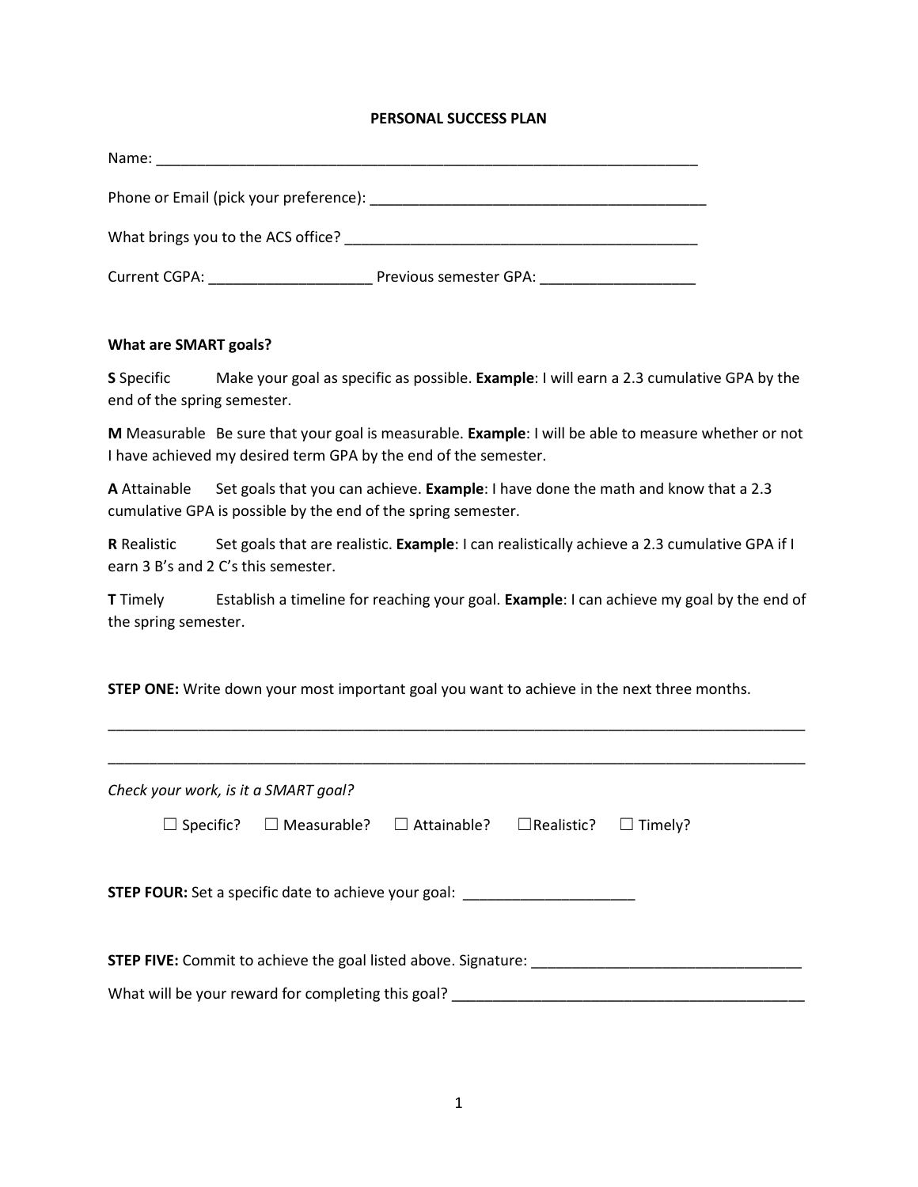# PERSONAL SUCCESS PLAN

Name: ______________________________________________________________________

Phone or Email (pick your preference): ___________________________________________

What brings you to the ACS office? _____________________________________________

Current CGPA: ____________________ Previous semester GPA: ___________________

**What are SMART goals?**

**S** Specific Make your goal as specific as possible. **Example**: I will earn a 2.3 cumulative GPA by the end of the spring semester.

**M** Measurable Be sure that your goal is measurable. **Example**: I will be able to measure whether or not I have achieved my desired term GPA by the end of the semester.

**A** Attainable Set goals that you can achieve. **Example**: I have done the math and know that a 2.3 cumulative GPA is possible by the end of the spring semester.

**R** Realistic Set goals that are realistic. **Example**: I can realistically achieve a 2.3 cumulative GPA if I earn 3 B's and 2 C's this semester.

**T** Timely Establish a timeline for reaching your goal. **Example**: I can achieve my goal by the end of the spring semester.

**STEP ONE:** Write down your most important goal you want to achieve in the next three months.

_____________________________________________________________________________________

_____________________________________________________________________________________

*Check your work, is it a SMART goal?*

☐ Specific? ☐ Measurable? ☐ Attainable? ☐Realistic? ☐ Timely?

**STEP FOUR:** Set a specific date to achieve your goal: _____________________

**STEP FIVE:** Commit to achieve the goal listed above. Signature: _________________________________

What will be your reward for completing this goal? ____________________________________________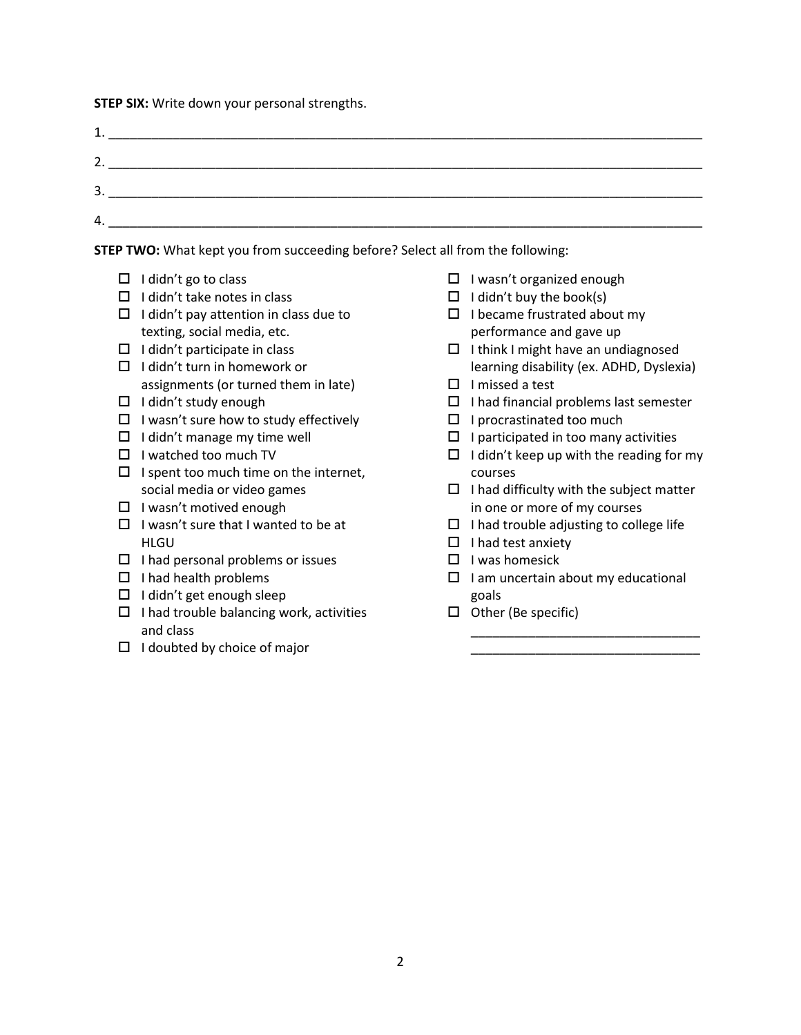**STEP SIX:** Write down your personal strengths.

1. ______________________________________________________________________________
2. ______________________________________________________________________________
3. ______________________________________________________________________________
4. ______________________________________________________________________________

**STEP TWO:** What kept you from succeeding before? Select all from the following:

- ☐ I didn't go to class
- ☐ I didn't take notes in class
- ☐ I didn't pay attention in class due to texting, social media, etc.
- ☐ I didn't participate in class
- ☐ I didn't turn in homework or assignments (or turned them in late)
- ☐ I didn't study enough
- ☐ I wasn't sure how to study effectively
- ☐ I didn't manage my time well
- ☐ I watched too much TV
- ☐ I spent too much time on the internet, social media or video games
- ☐ I wasn't motived enough
- ☐ I wasn't sure that I wanted to be at HLGU
- ☐ I had personal problems or issues
- ☐ I had health problems
- ☐ I didn't get enough sleep
- ☐ I had trouble balancing work, activities and class
- ☐ I doubted by choice of major
- ☐ I wasn't organized enough
- ☐ I didn't buy the book(s)
- ☐ I became frustrated about my performance and gave up
- ☐ I think I might have an undiagnosed learning disability (ex. ADHD, Dyslexia)
- ☐ I missed a test
- ☐ I had financial problems last semester
- ☐ I procrastinated too much
- ☐ I participated in too many activities
- ☐ I didn't keep up with the reading for my courses
- ☐ I had difficulty with the subject matter in one or more of my courses
- ☐ I had trouble adjusting to college life
- ☐ I had test anxiety
- ☐ I was homesick
- ☐ I am uncertain about my educational goals
- ☐ Other (Be specific)
  ________________________________
  ________________________________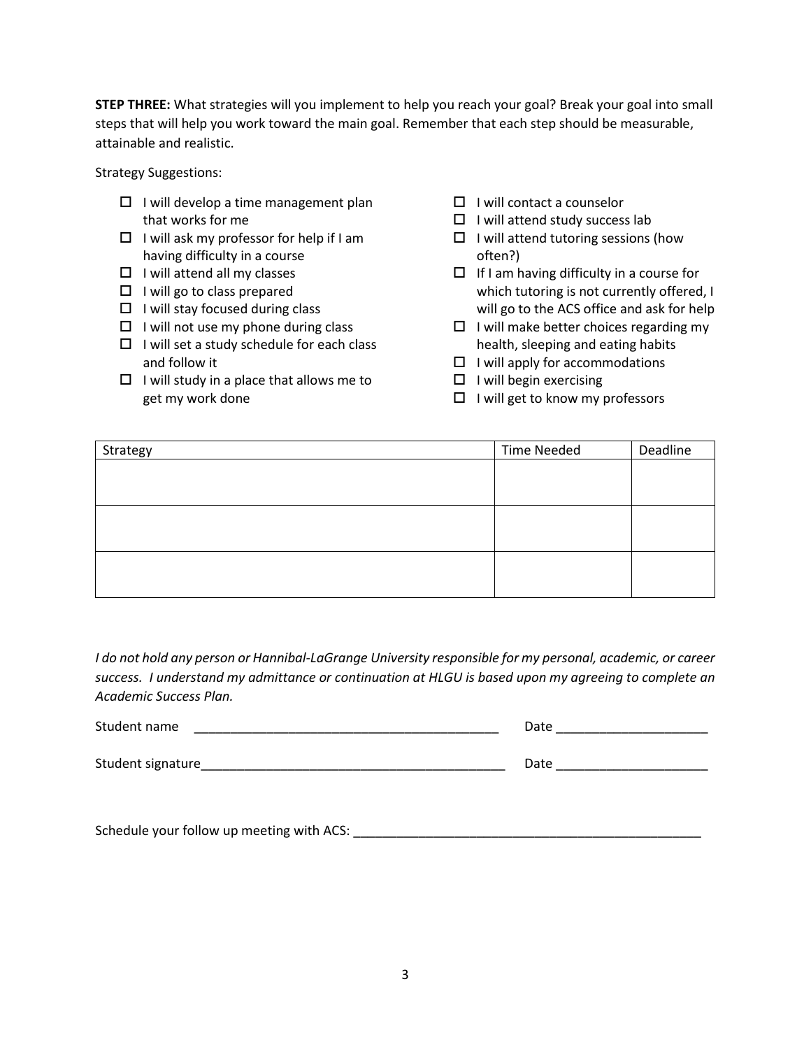**STEP THREE:** What strategies will you implement to help you reach your goal? Break your goal into small steps that will help you work toward the main goal. Remember that each step should be measurable, attainable and realistic.

Strategy Suggestions:

- ☐ I will develop a time management plan that works for me
- ☐ I will ask my professor for help if I am having difficulty in a course
- ☐ I will attend all my classes
- ☐ I will go to class prepared
- ☐ I will stay focused during class
- ☐ I will not use my phone during class
- ☐ I will set a study schedule for each class and follow it
- ☐ I will study in a place that allows me to get my work done
- ☐ I will contact a counselor
- ☐ I will attend study success lab
- ☐ I will attend tutoring sessions (how often?)
- ☐ If I am having difficulty in a course for which tutoring is not currently offered, I will go to the ACS office and ask for help
- ☐ I will make better choices regarding my health, sleeping and eating habits
- ☐ I will apply for accommodations
- ☐ I will begin exercising
- ☐ I will get to know my professors

| Strategy | Time Needed | Deadline |
|---|---|---|
| | | |
| | | |
| | | |

*I do not hold any person or Hannibal-LaGrange University responsible for my personal, academic, or career success. I understand my admittance or continuation at HLGU is based upon my agreeing to complete an Academic Success Plan.*

Student name ____________________________________________ Date _____________________

Student signature____________________________________________ Date _____________________

Schedule your follow up meeting with ACS: __________________________________________________